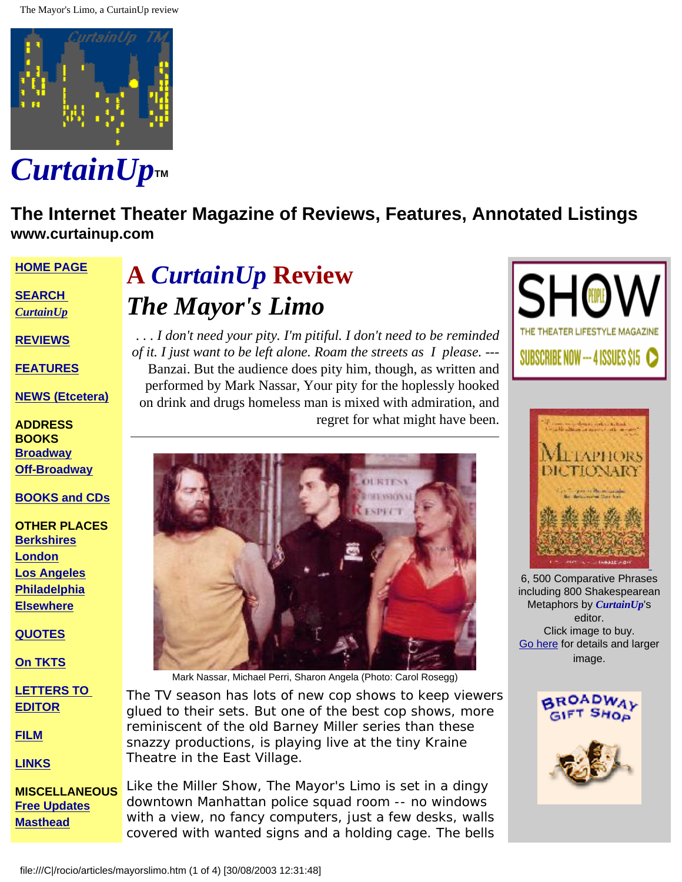# *CurtainUp*™

## The Internet Theater Magazine of Reviews, Features, Annotated Listings
**www.curtainup.com**

HOME PAGE

SEARCH *CurtainUp*

REVIEWS

FEATURES

NEWS (Etcetera)

ADDRESS BOOKS
Broadway
Off-Broadway

BOOKS and CDs

OTHER PLACES
Berkshires
London
Los Angeles
Philadelphia
Elsewhere

QUOTES

On TKTS

LETTERS TO EDITOR

FILM

LINKS

MISCELLANEOUS
Free Updates
Masthead

# A *CurtainUp* Review
# *The Mayor's Limo*

*. . . I don't need your pity. I'm pitiful. I don't need to be reminded of it. I just want to be left alone. Roam the streets as I please.* --- Banzai. But the audience does pity him, though, as written and performed by Mark Nassar, Your pity for the hoplessly hooked on drink and drugs homeless man is mixed with admiration, and regret for what might have been.

---

Mark Nassar, Michael Perri, Sharon Angela (Photo: Carol Rosegg)

The TV season has lots of new cop shows to keep viewers glued to their sets. But one of the best cop shows, more reminiscent of the old Barney Miller series than these snazzy productions, is playing live at the tiny Kraine Theatre in the East Village.

Like the Miller Show, The Mayor's Limo is set in a dingy downtown Manhattan police squad room -- no windows with a view, no fancy computers, just a few desks, walls covered with wanted signs and a holding cage. The bells

SHOW PEOPLE
THE THEATER LIFESTYLE MAGAZINE
SUBSCRIBE NOW --- 4 ISSUES $15

6, 500 Comparative Phrases including 800 Shakespearean Metaphors by *CurtainUp*'s editor.
Click image to buy.
Go here for details and larger image.

BROADWAY GIFT SHOP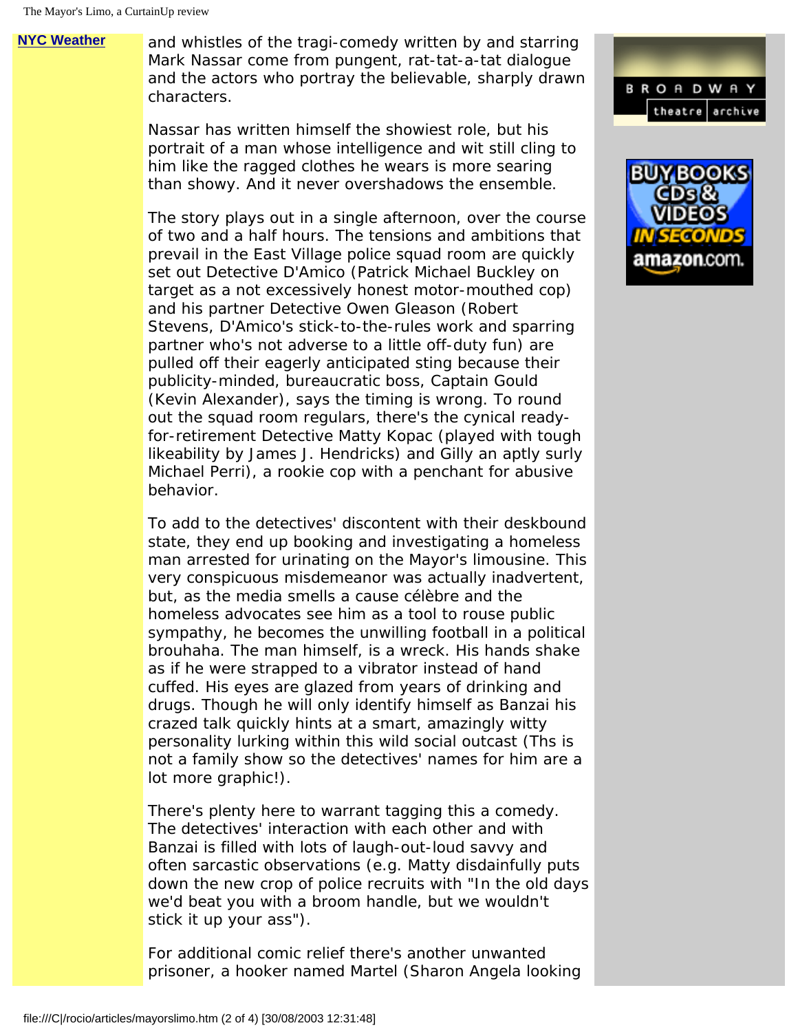and whistles of the tragi-comedy written by and starring Mark Nassar come from pungent, rat-tat-a-tat dialogue and the actors who portray the believable, sharply drawn characters.

Nassar has written himself the showiest role, but his portrait of a man whose intelligence and wit still cling to him like the ragged clothes he wears is more searing than showy. And it never overshadows the ensemble.

The story plays out in a single afternoon, over the course of two and a half hours. The tensions and ambitions that prevail in the East Village police squad room are quickly set out Detective D'Amico (Patrick Michael Buckley on target as a not excessively honest motor-mouthed cop) and his partner Detective Owen Gleason (Robert Stevens, D'Amico's stick-to-the-rules work and sparring partner who's not adverse to a little off-duty fun) are pulled off their eagerly anticipated sting because their publicity-minded, bureaucratic boss, Captain Gould (Kevin Alexander), says the timing is wrong. To round out the squad room regulars, there's the cynical ready-for-retirement Detective Matty Kopac (played with tough likeability by James J. Hendricks) and Gilly an aptly surly Michael Perri), a rookie cop with a penchant for abusive behavior.

To add to the detectives' discontent with their deskbound state, they end up booking and investigating a homeless man arrested for urinating on the Mayor's limousine. This very conspicuous misdemeanor was actually inadvertent, but, as the media smells a cause célèbre and the homeless advocates see him as a tool to rouse public sympathy, he becomes the unwilling football in a political brouhaha. The man himself, is a wreck. His hands shake as if he were strapped to a vibrator instead of hand cuffed. His eyes are glazed from years of drinking and drugs. Though he will only identify himself as Banzai his crazed talk quickly hints at a smart, amazingly witty personality lurking within this wild social outcast (Ths is not a family show so the detectives' names for him are a lot more graphic!).

There's plenty here to warrant tagging this a comedy. The detectives' interaction with each other and with Banzai is filled with lots of laugh-out-loud savvy and often sarcastic observations (e.g. Matty disdainfully puts down the new crop of police recruits with "In the old days we'd beat you with a broom handle, but we wouldn't stick it up your ass").

For additional comic relief there's another unwanted prisoner, a hooker named Martel (Sharon Angela looking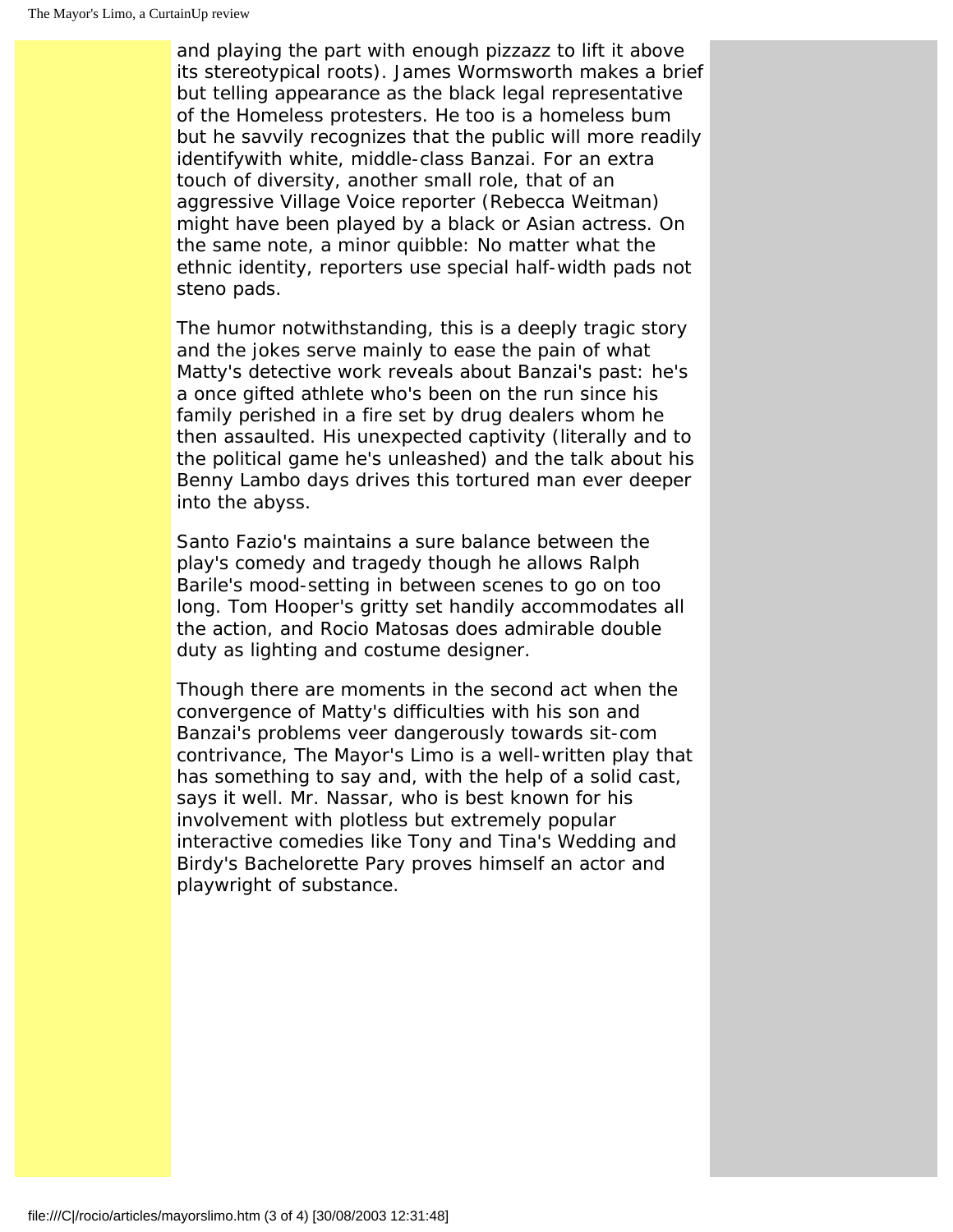and playing the part with enough pizzazz to lift it above its stereotypical roots). James Wormsworth makes a brief but telling appearance as the black legal representative of the Homeless protesters. He too is a homeless bum but he savvily recognizes that the public will more readily identifywith white, middle-class Banzai. For an extra touch of diversity, another small role, that of an aggressive Village Voice reporter (Rebecca Weitman) might have been played by a black or Asian actress. On the same note, a minor quibble: No matter what the ethnic identity, reporters use special half-width pads not steno pads.

The humor notwithstanding, this is a deeply tragic story and the jokes serve mainly to ease the pain of what Matty's detective work reveals about Banzai's past: he's a once gifted athlete who's been on the run since his family perished in a fire set by drug dealers whom he then assaulted. His unexpected captivity (literally and to the political game he's unleashed) and the talk about his Benny Lambo days drives this tortured man ever deeper into the abyss.

Santo Fazio's maintains a sure balance between the play's comedy and tragedy though he allows Ralph Barile's mood-setting in between scenes to go on too long. Tom Hooper's gritty set handily accommodates all the action, and Rocio Matosas does admirable double duty as lighting and costume designer.

Though there are moments in the second act when the convergence of Matty's difficulties with his son and Banzai's problems veer dangerously towards sit-com contrivance, The Mayor's Limo is a well-written play that has something to say and, with the help of a solid cast, says it well. Mr. Nassar, who is best known for his involvement with plotless but extremely popular interactive comedies like Tony and Tina's Wedding and Birdy's Bachelorette Pary proves himself an actor and playwright of substance.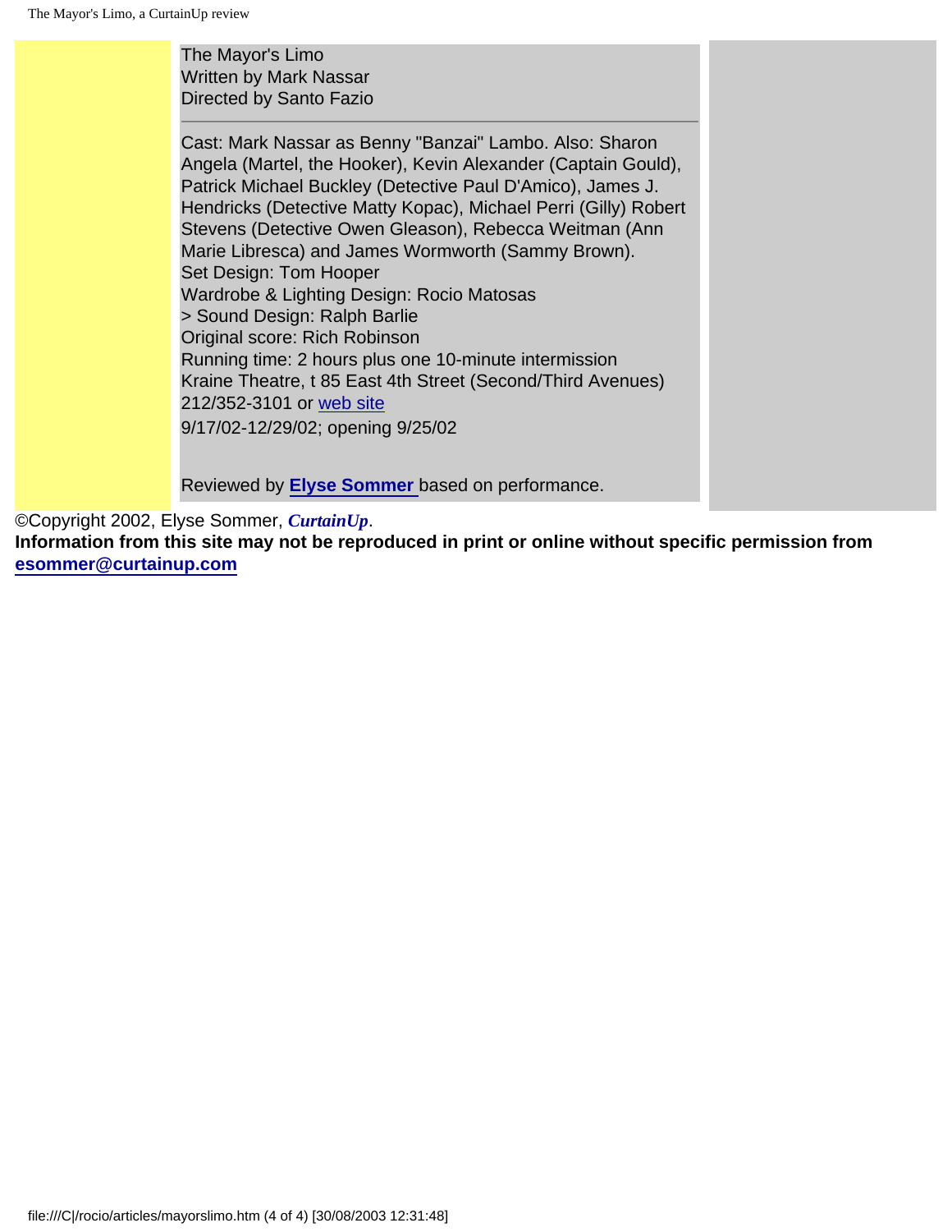The Mayor's Limo
Written by Mark Nassar
Directed by Santo Fazio

---

Cast: Mark Nassar as Benny "Banzai" Lambo. Also: Sharon Angela (Martel, the Hooker), Kevin Alexander (Captain Gould), Patrick Michael Buckley (Detective Paul D'Amico), James J. Hendricks (Detective Matty Kopac), Michael Perri (Gilly) Robert Stevens (Detective Owen Gleason), Rebecca Weitman (Ann Marie Libresca) and James Wormworth (Sammy Brown).
Set Design: Tom Hooper
Wardrobe & Lighting Design: Rocio Matosas
> Sound Design: Ralph Barlie
Original score: Rich Robinson
Running time: 2 hours plus one 10-minute intermission
Kraine Theatre, t 85 East 4th Street (Second/Third Avenues)
212/352-3101 or web site
9/17/02-12/29/02; opening 9/25/02

Reviewed by **Elyse Sommer** based on performance.

©Copyright 2002, Elyse Sommer, ***CurtainUp***.
**Information from this site may not be reproduced in print or online without specific permission from esommer@curtainup.com**